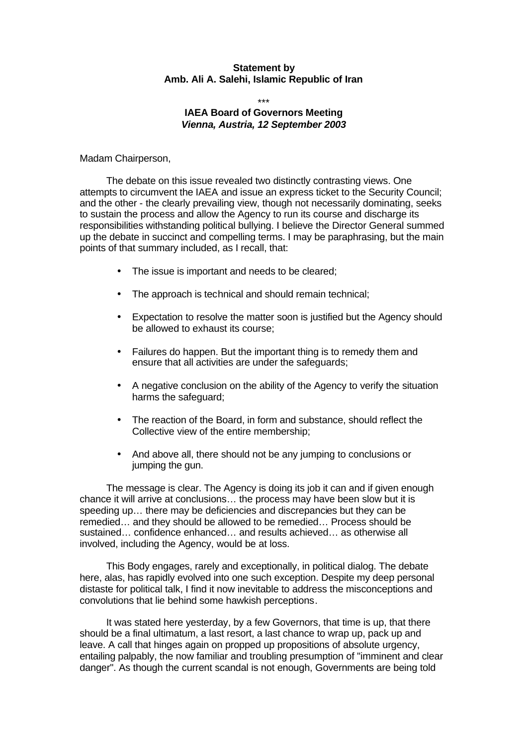**Statement by**
**Amb. Ali A. Salehi, Islamic Republic of Iran**

***

**IAEA Board of Governors Meeting**
***Vienna, Austria, 12 September 2003***

Madam Chairperson,

The debate on this issue revealed two distinctly contrasting views. One attempts to circumvent the IAEA and issue an express ticket to the Security Council; and the other - the clearly prevailing view, though not necessarily dominating, seeks to sustain the process and allow the Agency to run its course and discharge its responsibilities withstanding political bullying. I believe the Director General summed up the debate in succinct and compelling terms. I may be paraphrasing, but the main points of that summary included, as I recall, that:

- The issue is important and needs to be cleared;
- The approach is technical and should remain technical;
- Expectation to resolve the matter soon is justified but the Agency should be allowed to exhaust its course;
- Failures do happen. But the important thing is to remedy them and ensure that all activities are under the safeguards;
- A negative conclusion on the ability of the Agency to verify the situation harms the safeguard;
- The reaction of the Board, in form and substance, should reflect the Collective view of the entire membership;
- And above all, there should not be any jumping to conclusions or jumping the gun.

The message is clear. The Agency is doing its job it can and if given enough chance it will arrive at conclusions… the process may have been slow but it is speeding up… there may be deficiencies and discrepancies but they can be remedied… and they should be allowed to be remedied… Process should be sustained… confidence enhanced… and results achieved… as otherwise all involved, including the Agency, would be at loss.

This Body engages, rarely and exceptionally, in political dialog. The debate here, alas, has rapidly evolved into one such exception. Despite my deep personal distaste for political talk, I find it now inevitable to address the misconceptions and convolutions that lie behind some hawkish perceptions.

It was stated here yesterday, by a few Governors, that time is up, that there should be a final ultimatum, a last resort, a last chance to wrap up, pack up and leave. A call that hinges again on propped up propositions of absolute urgency, entailing palpably, the now familiar and troubling presumption of "imminent and clear danger". As though the current scandal is not enough, Governments are being told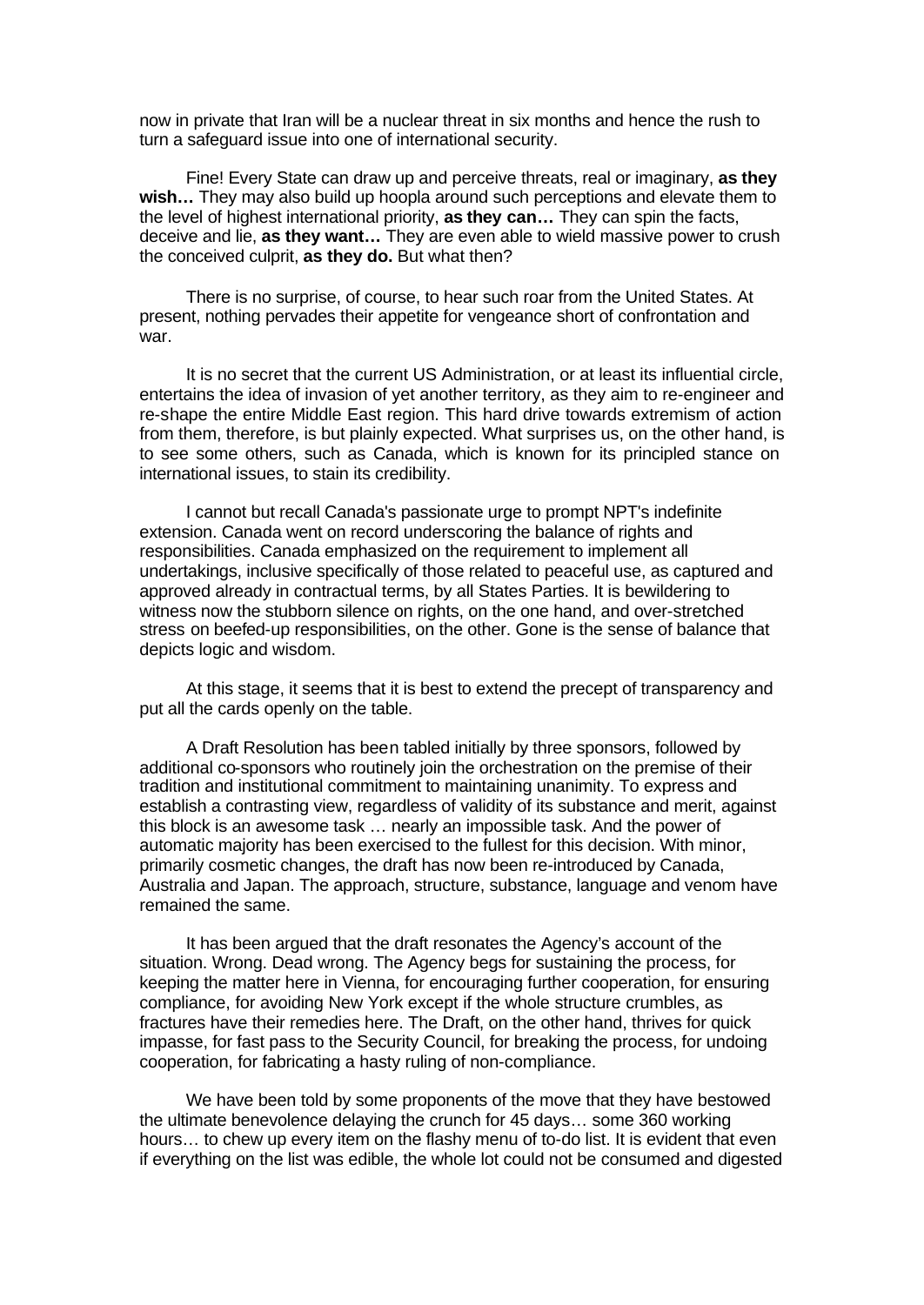now in private that Iran will be a nuclear threat in six months and hence the rush to turn a safeguard issue into one of international security.

Fine! Every State can draw up and perceive threats, real or imaginary, **as they wish…** They may also build up hoopla around such perceptions and elevate them to the level of highest international priority, **as they can…** They can spin the facts, deceive and lie, **as they want…** They are even able to wield massive power to crush the conceived culprit, **as they do.** But what then?

There is no surprise, of course, to hear such roar from the United States. At present, nothing pervades their appetite for vengeance short of confrontation and war.

It is no secret that the current US Administration, or at least its influential circle, entertains the idea of invasion of yet another territory, as they aim to re-engineer and re-shape the entire Middle East region. This hard drive towards extremism of action from them, therefore, is but plainly expected. What surprises us, on the other hand, is to see some others, such as Canada, which is known for its principled stance on international issues, to stain its credibility.

I cannot but recall Canada's passionate urge to prompt NPT's indefinite extension. Canada went on record underscoring the balance of rights and responsibilities. Canada emphasized on the requirement to implement all undertakings, inclusive specifically of those related to peaceful use, as captured and approved already in contractual terms, by all States Parties. It is bewildering to witness now the stubborn silence on rights, on the one hand, and over-stretched stress on beefed-up responsibilities, on the other. Gone is the sense of balance that depicts logic and wisdom.

At this stage, it seems that it is best to extend the precept of transparency and put all the cards openly on the table.

A Draft Resolution has been tabled initially by three sponsors, followed by additional co-sponsors who routinely join the orchestration on the premise of their tradition and institutional commitment to maintaining unanimity. To express and establish a contrasting view, regardless of validity of its substance and merit, against this block is an awesome task … nearly an impossible task. And the power of automatic majority has been exercised to the fullest for this decision. With minor, primarily cosmetic changes, the draft has now been re-introduced by Canada, Australia and Japan. The approach, structure, substance, language and venom have remained the same.

It has been argued that the draft resonates the Agency's account of the situation. Wrong. Dead wrong. The Agency begs for sustaining the process, for keeping the matter here in Vienna, for encouraging further cooperation, for ensuring compliance, for avoiding New York except if the whole structure crumbles, as fractures have their remedies here. The Draft, on the other hand, thrives for quick impasse, for fast pass to the Security Council, for breaking the process, for undoing cooperation, for fabricating a hasty ruling of non-compliance.

We have been told by some proponents of the move that they have bestowed the ultimate benevolence delaying the crunch for 45 days… some 360 working hours… to chew up every item on the flashy menu of to-do list. It is evident that even if everything on the list was edible, the whole lot could not be consumed and digested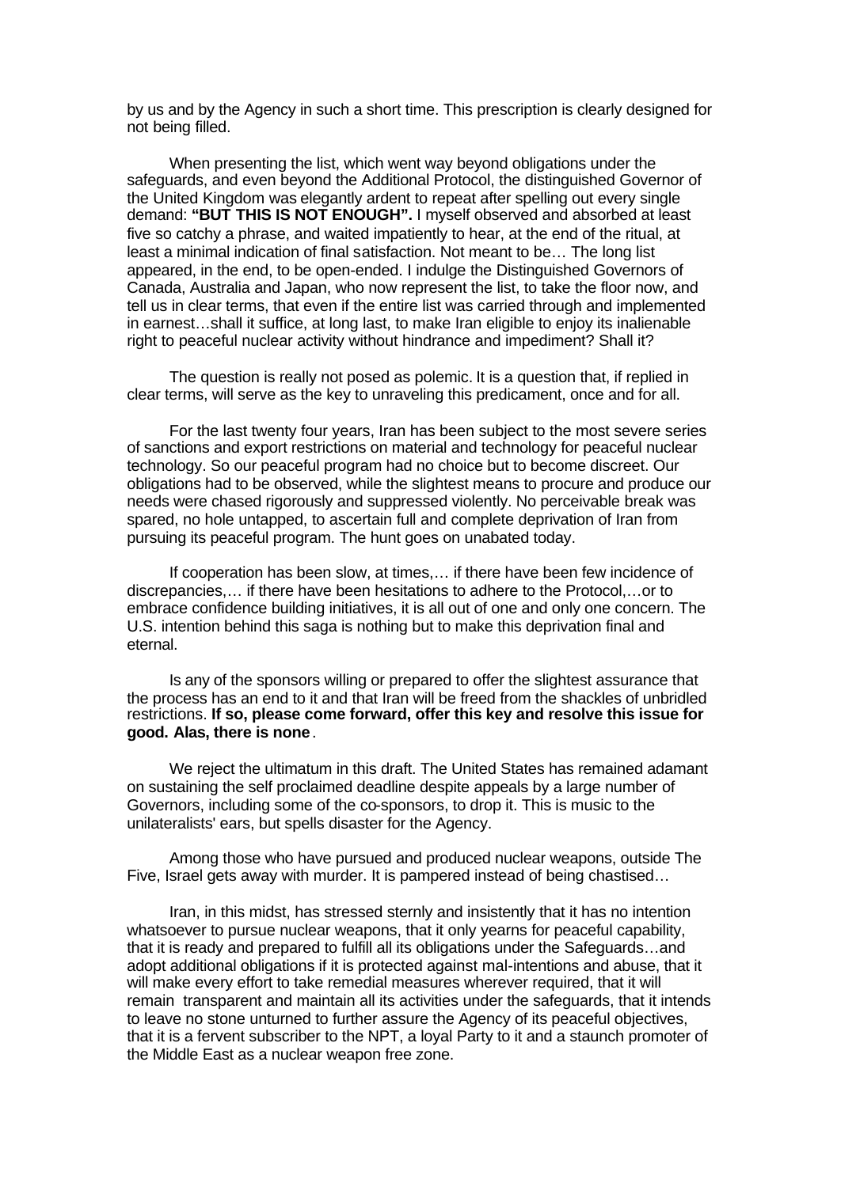by us and by the Agency in such a short time. This prescription is clearly designed for not being filled.

When presenting the list, which went way beyond obligations under the safeguards, and even beyond the Additional Protocol, the distinguished Governor of the United Kingdom was elegantly ardent to repeat after spelling out every single demand: **"BUT THIS IS NOT ENOUGH".** I myself observed and absorbed at least five so catchy a phrase, and waited impatiently to hear, at the end of the ritual, at least a minimal indication of final satisfaction. Not meant to be… The long list appeared, in the end, to be open-ended. I indulge the Distinguished Governors of Canada, Australia and Japan, who now represent the list, to take the floor now, and tell us in clear terms, that even if the entire list was carried through and implemented in earnest…shall it suffice, at long last, to make Iran eligible to enjoy its inalienable right to peaceful nuclear activity without hindrance and impediment? Shall it?

The question is really not posed as polemic. It is a question that, if replied in clear terms, will serve as the key to unraveling this predicament, once and for all.

For the last twenty four years, Iran has been subject to the most severe series of sanctions and export restrictions on material and technology for peaceful nuclear technology. So our peaceful program had no choice but to become discreet. Our obligations had to be observed, while the slightest means to procure and produce our needs were chased rigorously and suppressed violently. No perceivable break was spared, no hole untapped, to ascertain full and complete deprivation of Iran from pursuing its peaceful program. The hunt goes on unabated today.

If cooperation has been slow, at times,… if there have been few incidence of discrepancies,… if there have been hesitations to adhere to the Protocol,…or to embrace confidence building initiatives, it is all out of one and only one concern. The U.S. intention behind this saga is nothing but to make this deprivation final and eternal.

Is any of the sponsors willing or prepared to offer the slightest assurance that the process has an end to it and that Iran will be freed from the shackles of unbridled restrictions. **If so, please come forward, offer this key and resolve this issue for good. Alas, there is none**.

We reject the ultimatum in this draft. The United States has remained adamant on sustaining the self proclaimed deadline despite appeals by a large number of Governors, including some of the co-sponsors, to drop it. This is music to the unilateralists' ears, but spells disaster for the Agency.

Among those who have pursued and produced nuclear weapons, outside The Five, Israel gets away with murder. It is pampered instead of being chastised…

Iran, in this midst, has stressed sternly and insistently that it has no intention whatsoever to pursue nuclear weapons, that it only yearns for peaceful capability, that it is ready and prepared to fulfill all its obligations under the Safeguards…and adopt additional obligations if it is protected against mal-intentions and abuse, that it will make every effort to take remedial measures wherever required, that it will remain transparent and maintain all its activities under the safeguards, that it intends to leave no stone unturned to further assure the Agency of its peaceful objectives, that it is a fervent subscriber to the NPT, a loyal Party to it and a staunch promoter of the Middle East as a nuclear weapon free zone.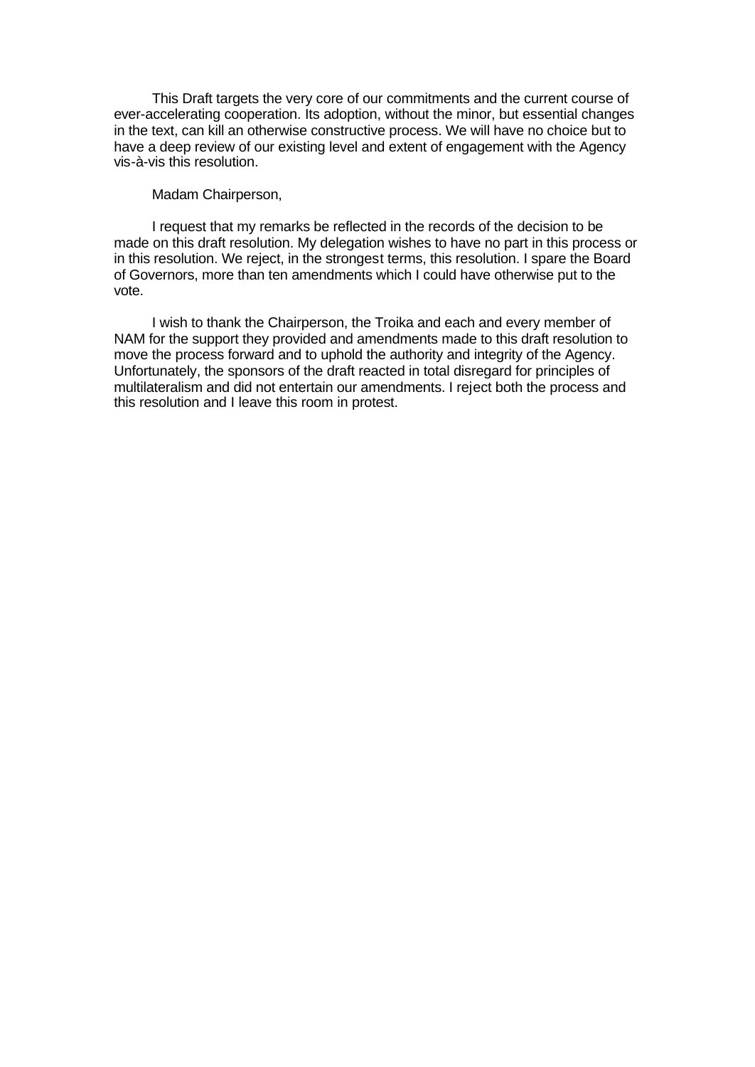This Draft targets the very core of our commitments and the current course of ever-accelerating cooperation. Its adoption, without the minor, but essential changes in the text, can kill an otherwise constructive process. We will have no choice but to have a deep review of our existing level and extent of engagement with the Agency vis-à-vis this resolution.

Madam Chairperson,

I request that my remarks be reflected in the records of the decision to be made on this draft resolution. My delegation wishes to have no part in this process or in this resolution. We reject, in the strongest terms, this resolution. I spare the Board of Governors, more than ten amendments which I could have otherwise put to the vote.

I wish to thank the Chairperson, the Troika and each and every member of NAM for the support they provided and amendments made to this draft resolution to move the process forward and to uphold the authority and integrity of the Agency. Unfortunately, the sponsors of the draft reacted in total disregard for principles of multilateralism and did not entertain our amendments. I reject both the process and this resolution and I leave this room in protest.